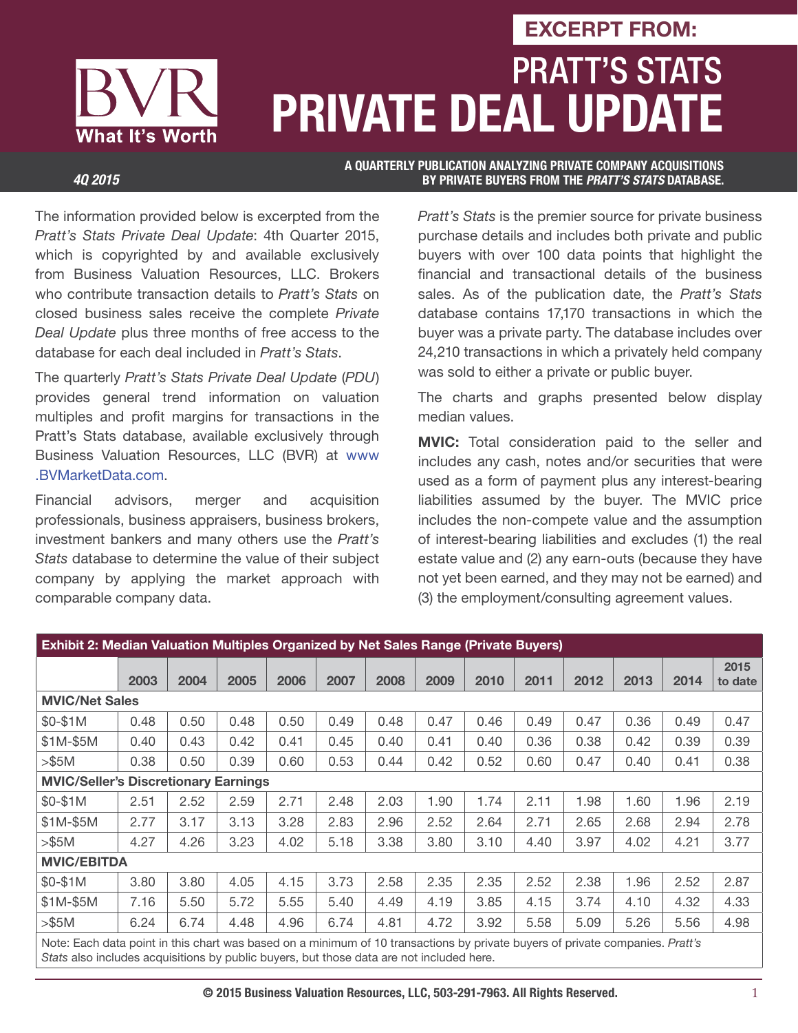EXCERPT FROM:

# PRATT'S STATS PRIVATE DEAL UPDATE

BVR
What It's Worth

*4Q 2015*

**A QUARTERLY PUBLICATION ANALYZING PRIVATE COMPANY ACQUISITIONS BY PRIVATE BUYERS FROM THE *PRATT'S STATS* DATABASE.**

The information provided below is excerpted from the *Pratt's Stats Private Deal Update*: 4th Quarter 2015, which is copyrighted by and available exclusively from Business Valuation Resources, LLC. Brokers who contribute transaction details to *Pratt's Stats* on closed business sales receive the complete *Private Deal Update* plus three months of free access to the database for each deal included in *Pratt's Stats*.

The quarterly *Pratt's Stats Private Deal Update* (*PDU*) provides general trend information on valuation multiples and profit margins for transactions in the Pratt's Stats database, available exclusively through Business Valuation Resources, LLC (BVR) at www.BVMarketData.com.

Financial advisors, merger and acquisition professionals, business appraisers, business brokers, investment bankers and many others use the *Pratt's Stats* database to determine the value of their subject company by applying the market approach with comparable company data.

*Pratt's Stats* is the premier source for private business purchase details and includes both private and public buyers with over 100 data points that highlight the financial and transactional details of the business sales. As of the publication date, the *Pratt's Stats* database contains 17,170 transactions in which the buyer was a private party. The database includes over 24,210 transactions in which a privately held company was sold to either a private or public buyer.

The charts and graphs presented below display median values.

**MVIC:** Total consideration paid to the seller and includes any cash, notes and/or securities that were used as a form of payment plus any interest-bearing liabilities assumed by the buyer. The MVIC price includes the non-compete value and the assumption of interest-bearing liabilities and excludes (1) the real estate value and (2) any earn-outs (because they have not yet been earned, and they may not be earned) and (3) the employment/consulting agreement values.

**Exhibit 2: Median Valuation Multiples Organized by Net Sales Range (Private Buyers)**

| | 2003 | 2004 | 2005 | 2006 | 2007 | 2008 | 2009 | 2010 | 2011 | 2012 | 2013 | 2014 | 2015 to date |
|---|---|---|---|---|---|---|---|---|---|---|---|---|---|
| **MVIC/Net Sales** | | | | | | | | | | | | | |
| $0-$1M | 0.48 | 0.50 | 0.48 | 0.50 | 0.49 | 0.48 | 0.47 | 0.46 | 0.49 | 0.47 | 0.36 | 0.49 | 0.47 |
| $1M-$5M | 0.40 | 0.43 | 0.42 | 0.41 | 0.45 | 0.40 | 0.41 | 0.40 | 0.36 | 0.38 | 0.42 | 0.39 | 0.39 |
| >$5M | 0.38 | 0.50 | 0.39 | 0.60 | 0.53 | 0.44 | 0.42 | 0.52 | 0.60 | 0.47 | 0.40 | 0.41 | 0.38 |
| **MVIC/Seller's Discretionary Earnings** | | | | | | | | | | | | | |
| $0-$1M | 2.51 | 2.52 | 2.59 | 2.71 | 2.48 | 2.03 | 1.90 | 1.74 | 2.11 | 1.98 | 1.60 | 1.96 | 2.19 |
| $1M-$5M | 2.77 | 3.17 | 3.13 | 3.28 | 2.83 | 2.96 | 2.52 | 2.64 | 2.71 | 2.65 | 2.68 | 2.94 | 2.78 |
| >$5M | 4.27 | 4.26 | 3.23 | 4.02 | 5.18 | 3.38 | 3.80 | 3.10 | 4.40 | 3.97 | 4.02 | 4.21 | 3.77 |
| **MVIC/EBITDA** | | | | | | | | | | | | | |
| $0-$1M | 3.80 | 3.80 | 4.05 | 4.15 | 3.73 | 2.58 | 2.35 | 2.35 | 2.52 | 2.38 | 1.96 | 2.52 | 2.87 |
| $1M-$5M | 7.16 | 5.50 | 5.72 | 5.55 | 5.40 | 4.49 | 4.19 | 3.85 | 4.15 | 3.74 | 4.10 | 4.32 | 4.33 |
| >$5M | 6.24 | 6.74 | 4.48 | 4.96 | 6.74 | 4.81 | 4.72 | 3.92 | 5.58 | 5.09 | 5.26 | 5.56 | 4.98 |

Note: Each data point in this chart was based on a minimum of 10 transactions by private buyers of private companies. *Pratt's Stats* also includes acquisitions by public buyers, but those data are not included here.

**© 2015 Business Valuation Resources, LLC, 503-291-7963. All Rights Reserved.**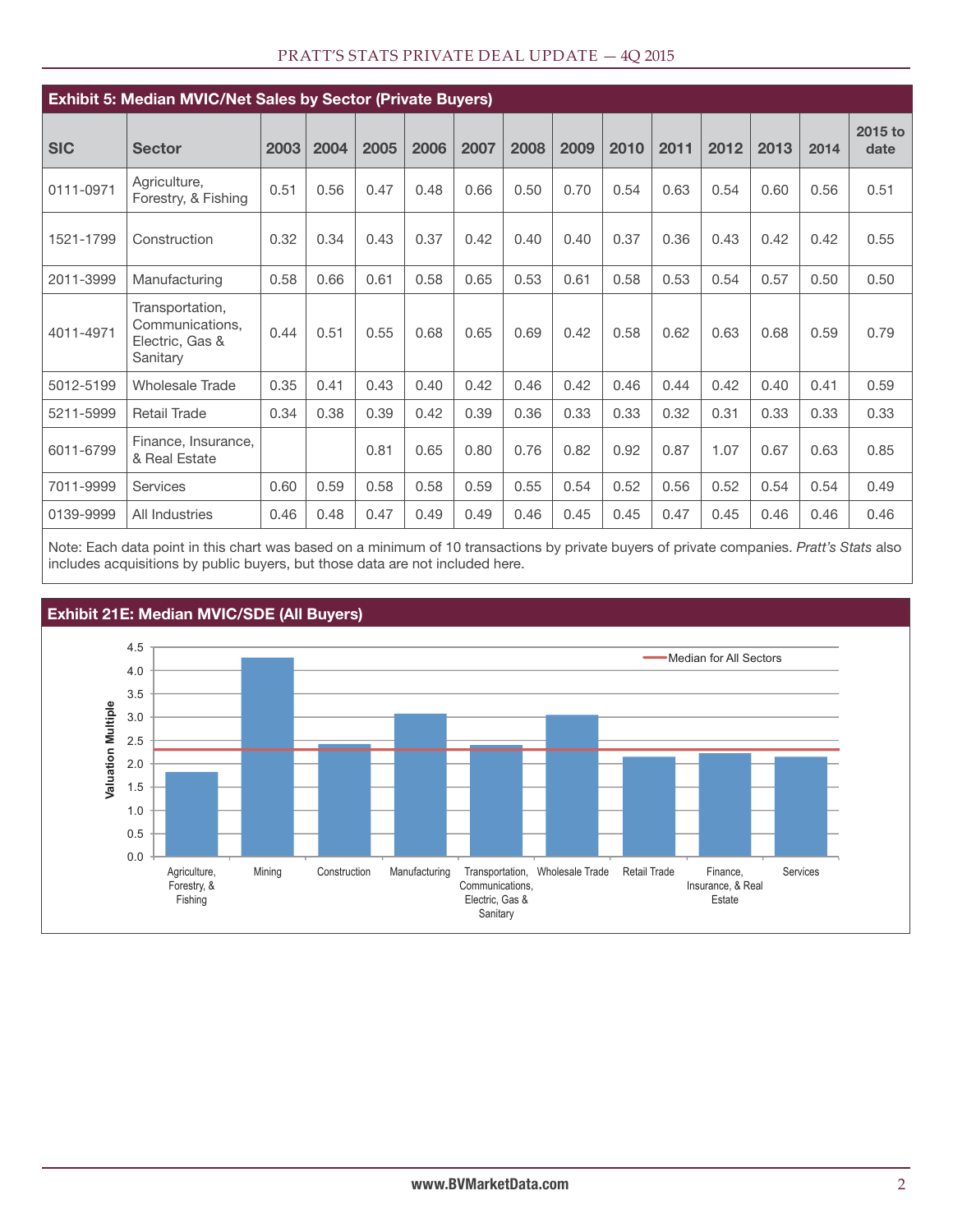## Exhibit 5: Median MVIC/Net Sales by Sector (Private Buyers)

| SIC | Sector | 2003 | 2004 | 2005 | 2006 | 2007 | 2008 | 2009 | 2010 | 2011 | 2012 | 2013 | 2014 | 2015 to date |
|---|---|---|---|---|---|---|---|---|---|---|---|---|---|---|
| 0111-0971 | Agriculture, Forestry, & Fishing | 0.51 | 0.56 | 0.47 | 0.48 | 0.66 | 0.50 | 0.70 | 0.54 | 0.63 | 0.54 | 0.60 | 0.56 | 0.51 |
| 1521-1799 | Construction | 0.32 | 0.34 | 0.43 | 0.37 | 0.42 | 0.40 | 0.40 | 0.37 | 0.36 | 0.43 | 0.42 | 0.42 | 0.55 |
| 2011-3999 | Manufacturing | 0.58 | 0.66 | 0.61 | 0.58 | 0.65 | 0.53 | 0.61 | 0.58 | 0.53 | 0.54 | 0.57 | 0.50 | 0.50 |
| 4011-4971 | Transportation, Communications, Electric, Gas & Sanitary | 0.44 | 0.51 | 0.55 | 0.68 | 0.65 | 0.69 | 0.42 | 0.58 | 0.62 | 0.63 | 0.68 | 0.59 | 0.79 |
| 5012-5199 | Wholesale Trade | 0.35 | 0.41 | 0.43 | 0.40 | 0.42 | 0.46 | 0.42 | 0.46 | 0.44 | 0.42 | 0.40 | 0.41 | 0.59 |
| 5211-5999 | Retail Trade | 0.34 | 0.38 | 0.39 | 0.42 | 0.39 | 0.36 | 0.33 | 0.33 | 0.32 | 0.31 | 0.33 | 0.33 | 0.33 |
| 6011-6799 | Finance, Insurance, & Real Estate | | | 0.81 | 0.65 | 0.80 | 0.76 | 0.82 | 0.92 | 0.87 | 1.07 | 0.67 | 0.63 | 0.85 |
| 7011-9999 | Services | 0.60 | 0.59 | 0.58 | 0.58 | 0.59 | 0.55 | 0.54 | 0.52 | 0.56 | 0.52 | 0.54 | 0.54 | 0.49 |
| 0139-9999 | All Industries | 0.46 | 0.48 | 0.47 | 0.49 | 0.49 | 0.46 | 0.45 | 0.45 | 0.47 | 0.45 | 0.46 | 0.46 | 0.46 |

Note: Each data point in this chart was based on a minimum of 10 transactions by private buyers of private companies. *Pratt's Stats* also includes acquisitions by public buyers, but those data are not included here.

## Exhibit 21E: Median MVIC/SDE (All Buyers)

Valuation Multiple by sector (chart); legend: Median for All Sectors

Sectors: Agriculture, Forestry, & Fishing; Mining; Construction; Manufacturing; Transportation, Communications, Electric, Gas & Sanitary; Wholesale Trade; Retail Trade; Finance, Insurance, & Real Estate; Services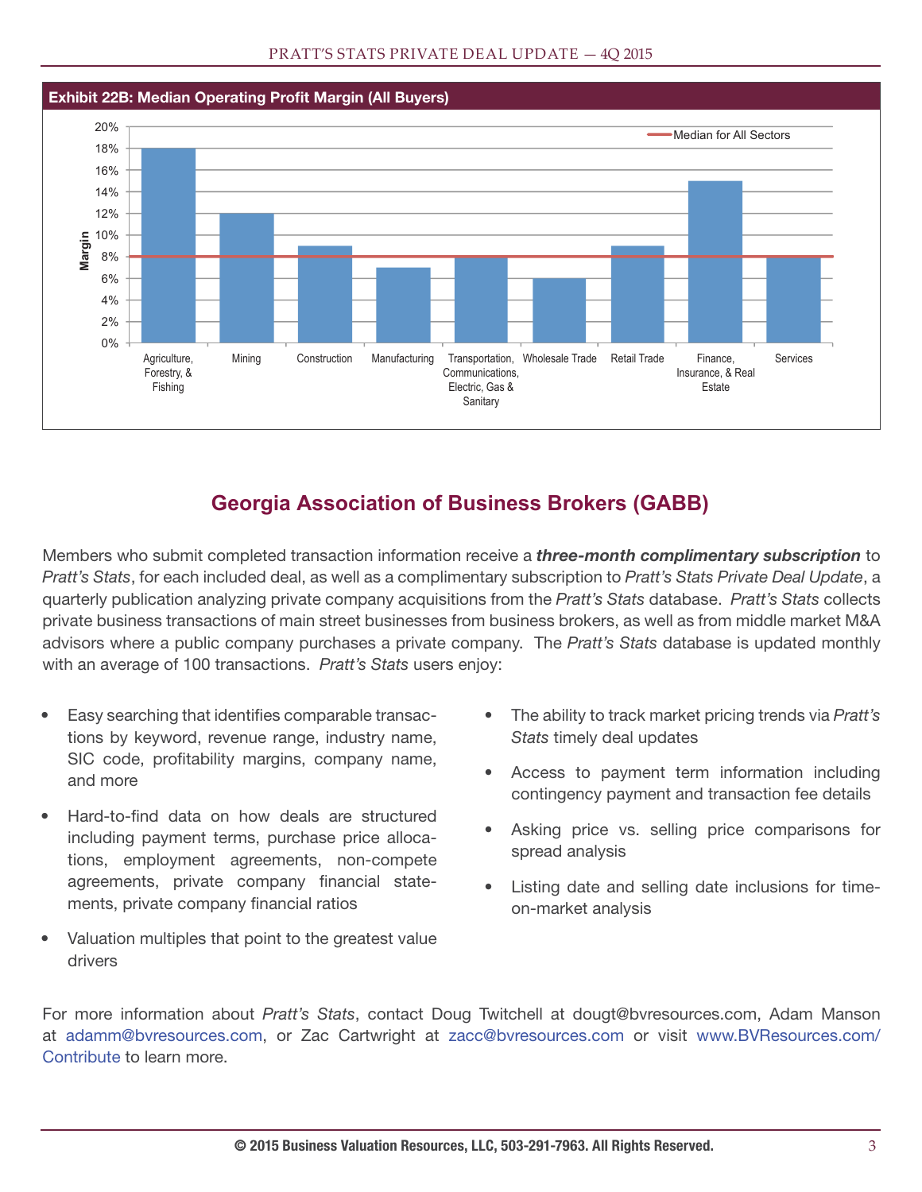**Exhibit 22B: Median Operating Profit Margin (All Buyers)**

| Sector | Margin |
|---|---|
| Agriculture, Forestry, & Fishing | 18% |
| Mining | 12% |
| Construction | 9% |
| Manufacturing | 7% |
| Transportation, Communications, Electric, Gas & Sanitary | 8% |
| Wholesale Trade | 6% |
| Retail Trade | 9% |
| Finance, Insurance, & Real Estate | 15% |
| Services | 8% |
| Median for All Sectors | 8% |

## Georgia Association of Business Brokers (GABB)

Members who submit completed transaction information receive a ***three-month complimentary subscription*** to *Pratt's Stats*, for each included deal, as well as a complimentary subscription to *Pratt's Stats Private Deal Update*, a quarterly publication analyzing private company acquisitions from the *Pratt's Stats* database. *Pratt's Stats* collects private business transactions of main street businesses from business brokers, as well as from middle market M&A advisors where a public company purchases a private company. The *Pratt's Stats* database is updated monthly with an average of 100 transactions. *Pratt's Stats* users enjoy:

- Easy searching that identifies comparable transactions by keyword, revenue range, industry name, SIC code, profitability margins, company name, and more
- Hard-to-find data on how deals are structured including payment terms, purchase price allocations, employment agreements, non-compete agreements, private company financial statements, private company financial ratios
- Valuation multiples that point to the greatest value drivers
- The ability to track market pricing trends via *Pratt's Stats* timely deal updates
- Access to payment term information including contingency payment and transaction fee details
- Asking price vs. selling price comparisons for spread analysis
- Listing date and selling date inclusions for time-on-market analysis

For more information about *Pratt's Stats*, contact Doug Twitchell at dougt@bvresources.com, Adam Manson at adamm@bvresources.com, or Zac Cartwright at zacc@bvresources.com or visit www.BVResources.com/Contribute to learn more.

**© 2015 Business Valuation Resources, LLC, 503-291-7963. All Rights Reserved.**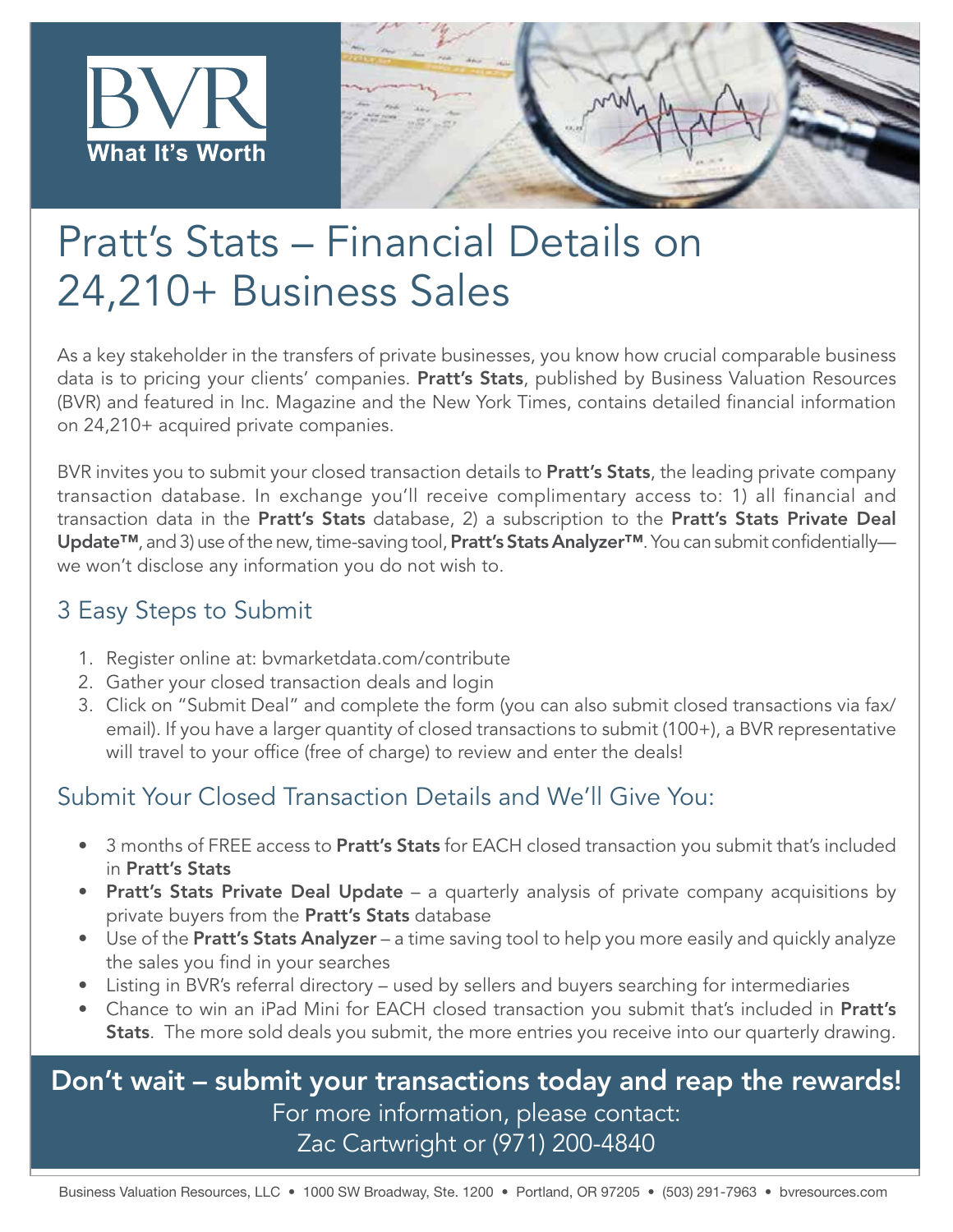BVR
What It's Worth

# Pratt's Stats – Financial Details on 24,210+ Business Sales

As a key stakeholder in the transfers of private businesses, you know how crucial comparable business data is to pricing your clients' companies. **Pratt's Stats**, published by Business Valuation Resources (BVR) and featured in Inc. Magazine and the New York Times, contains detailed financial information on 24,210+ acquired private companies.

BVR invites you to submit your closed transaction details to **Pratt's Stats**, the leading private company transaction database. In exchange you'll receive complimentary access to: 1) all financial and transaction data in the **Pratt's Stats** database, 2) a subscription to the **Pratt's Stats Private Deal Update™**, and 3) use of the new, time-saving tool, **Pratt's Stats Analyzer™**. You can submit confidentially—we won't disclose any information you do not wish to.

## 3 Easy Steps to Submit

1. Register online at: bvmarketdata.com/contribute
2. Gather your closed transaction deals and login
3. Click on "Submit Deal" and complete the form (you can also submit closed transactions via fax/email). If you have a larger quantity of closed transactions to submit (100+), a BVR representative will travel to your office (free of charge) to review and enter the deals!

## Submit Your Closed Transaction Details and We'll Give You:

- 3 months of FREE access to **Pratt's Stats** for EACH closed transaction you submit that's included in **Pratt's Stats**
- **Pratt's Stats Private Deal Update** – a quarterly analysis of private company acquisitions by private buyers from the **Pratt's Stats** database
- Use of the **Pratt's Stats Analyzer** – a time saving tool to help you more easily and quickly analyze the sales you find in your searches
- Listing in BVR's referral directory – used by sellers and buyers searching for intermediaries
- Chance to win an iPad Mini for EACH closed transaction you submit that's included in **Pratt's Stats**. The more sold deals you submit, the more entries you receive into our quarterly drawing.

**Don't wait – submit your transactions today and reap the rewards!**

For more information, please contact:
Zac Cartwright or (971) 200-4840

Business Valuation Resources, LLC • 1000 SW Broadway, Ste. 1200 • Portland, OR 97205 • (503) 291-7963 • bvresources.com